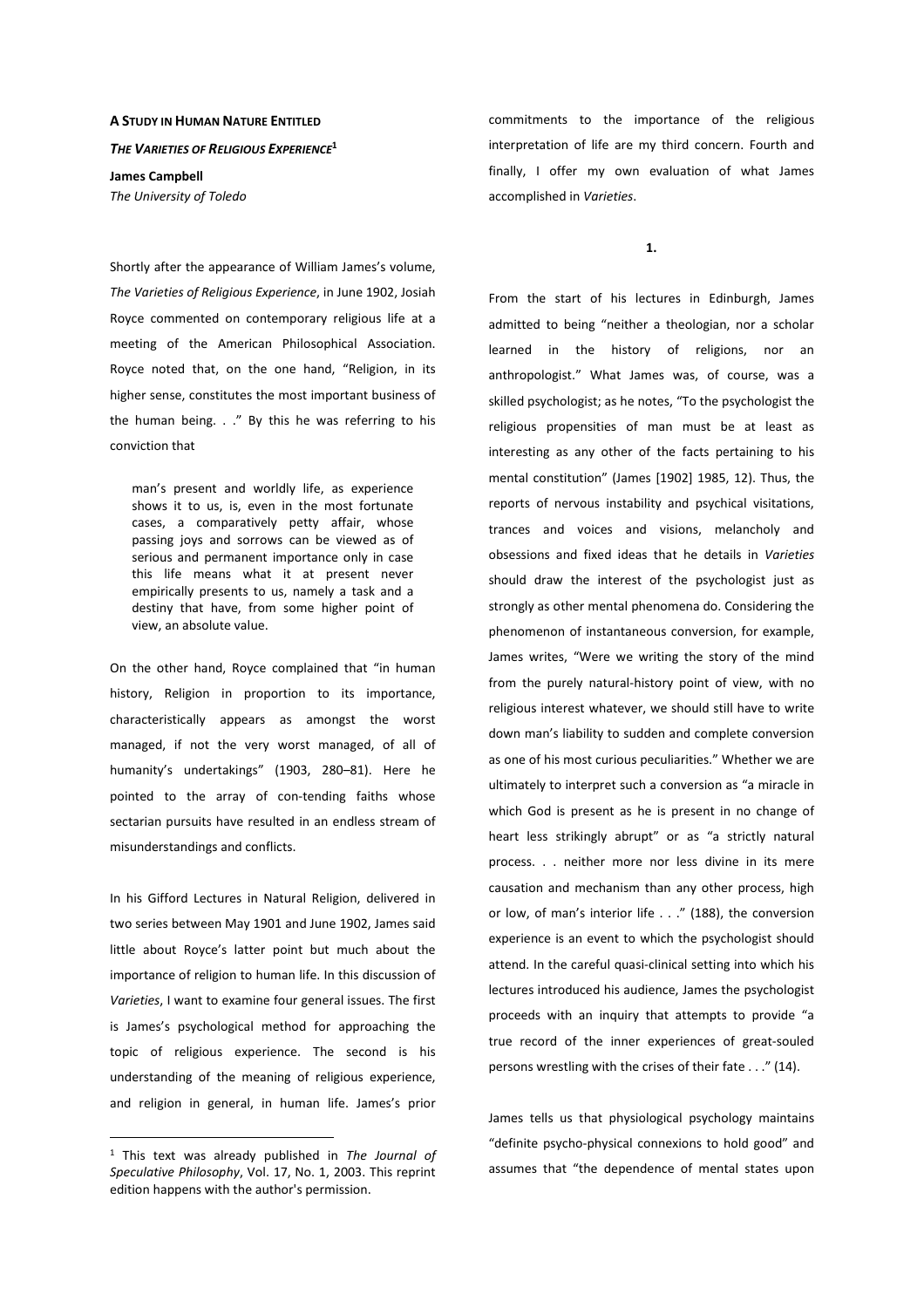**A STUDY IN HUMAN NATURE ENTITLED**

***THE VARIETIES OF RELIGIOUS EXPERIENCE*[1]**

**James Campbell**
*The University of Toledo*

Shortly after the appearance of William James's volume, *The Varieties of Religious Experience*, in June 1902, Josiah Royce commented on contemporary religious life at a meeting of the American Philosophical Association. Royce noted that, on the one hand, "Religion, in its higher sense, constitutes the most important business of the human being. . ." By this he was referring to his conviction that

> man's present and worldly life, as experience shows it to us, is, even in the most fortunate cases, a comparatively petty affair, whose passing joys and sorrows can be viewed as of serious and permanent importance only in case this life means what it at present never empirically presents to us, namely a task and a destiny that have, from some higher point of view, an absolute value.

On the other hand, Royce complained that "in human history, Religion in proportion to its importance, characteristically appears as amongst the worst managed, if not the very worst managed, of all of humanity's undertakings" (1903, 280–81). Here he pointed to the array of con-tending faiths whose sectarian pursuits have resulted in an endless stream of misunderstandings and conflicts.

In his Gifford Lectures in Natural Religion, delivered in two series between May 1901 and June 1902, James said little about Royce's latter point but much about the importance of religion to human life. In this discussion of *Varieties*, I want to examine four general issues. The first is James's psychological method for approaching the topic of religious experience. The second is his understanding of the meaning of religious experience, and religion in general, in human life. James's prior commitments to the importance of the religious interpretation of life are my third concern. Fourth and finally, I offer my own evaluation of what James accomplished in *Varieties*.

**1.**

From the start of his lectures in Edinburgh, James admitted to being "neither a theologian, nor a scholar learned in the history of religions, nor an anthropologist." What James was, of course, was a skilled psychologist; as he notes, "To the psychologist the religious propensities of man must be at least as interesting as any other of the facts pertaining to his mental constitution" (James [1902] 1985, 12). Thus, the reports of nervous instability and psychical visitations, trances and voices and visions, melancholy and obsessions and fixed ideas that he details in *Varieties* should draw the interest of the psychologist just as strongly as other mental phenomena do. Considering the phenomenon of instantaneous conversion, for example, James writes, "Were we writing the story of the mind from the purely natural-history point of view, with no religious interest whatever, we should still have to write down man's liability to sudden and complete conversion as one of his most curious peculiarities." Whether we are ultimately to interpret such a conversion as "a miracle in which God is present as he is present in no change of heart less strikingly abrupt" or as "a strictly natural process. . . neither more nor less divine in its mere causation and mechanism than any other process, high or low, of man's interior life . . ." (188), the conversion experience is an event to which the psychologist should attend. In the careful quasi-clinical setting into which his lectures introduced his audience, James the psychologist proceeds with an inquiry that attempts to provide "a true record of the inner experiences of great-souled persons wrestling with the crises of their fate . . ." (14).

James tells us that physiological psychology maintains "definite psycho-physical connexions to hold good" and assumes that "the dependence of mental states upon

---

[1] This text was already published in *The Journal of Speculative Philosophy*, Vol. 17, No. 1, 2003. This reprint edition happens with the author's permission.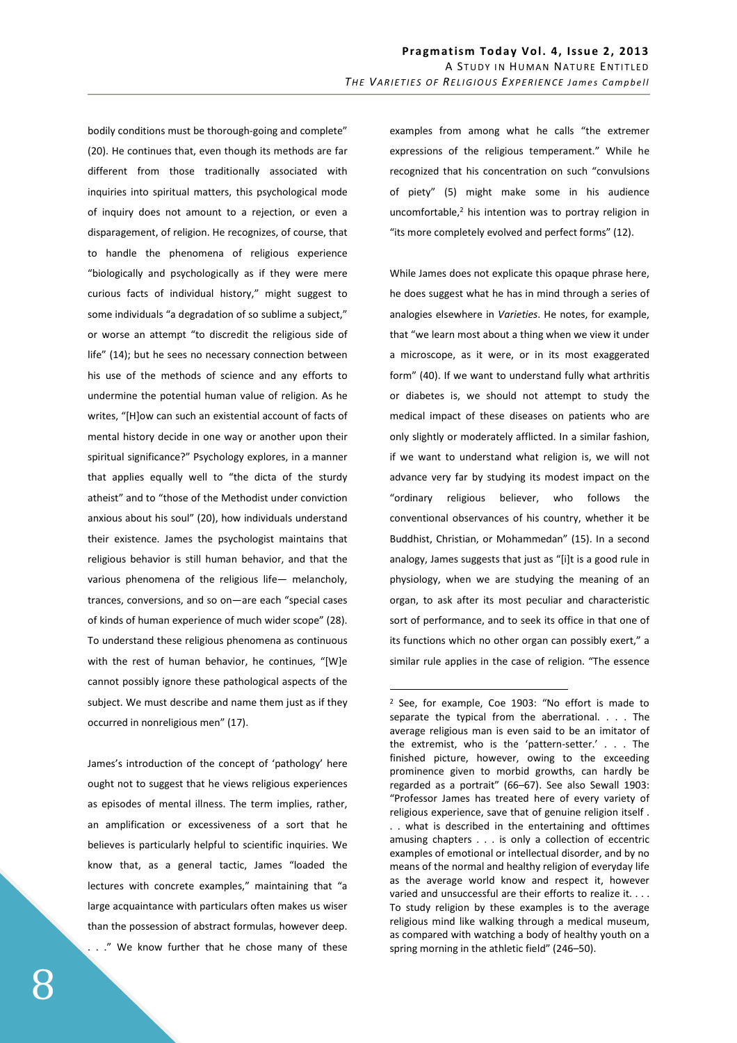bodily conditions must be thorough-going and complete" (20). He continues that, even though its methods are far different from those traditionally associated with inquiries into spiritual matters, this psychological mode of inquiry does not amount to a rejection, or even a disparagement, of religion. He recognizes, of course, that to handle the phenomena of religious experience "biologically and psychologically as if they were mere curious facts of individual history," might suggest to some individuals "a degradation of so sublime a subject," or worse an attempt "to discredit the religious side of life" (14); but he sees no necessary connection between his use of the methods of science and any efforts to undermine the potential human value of religion. As he writes, "[H]ow can such an existential account of facts of mental history decide in one way or another upon their spiritual significance?" Psychology explores, in a manner that applies equally well to "the dicta of the sturdy atheist" and to "those of the Methodist under conviction anxious about his soul" (20), how individuals understand their existence. James the psychologist maintains that religious behavior is still human behavior, and that the various phenomena of the religious life— melancholy, trances, conversions, and so on—are each "special cases of kinds of human experience of much wider scope" (28). To understand these religious phenomena as continuous with the rest of human behavior, he continues, "[W]e cannot possibly ignore these pathological aspects of the subject. We must describe and name them just as if they occurred in nonreligious men" (17).

James's introduction of the concept of 'pathology' here ought not to suggest that he views religious experiences as episodes of mental illness. The term implies, rather, an amplification or excessiveness of a sort that he believes is particularly helpful to scientific inquiries. We know that, as a general tactic, James "loaded the lectures with concrete examples," maintaining that "a large acquaintance with particulars often makes us wiser than the possession of abstract formulas, however deep. . . ." We know further that he chose many of these examples from among what he calls "the extremer expressions of the religious temperament." While he recognized that his concentration on such "convulsions of piety" (5) might make some in his audience uncomfortable,[2] his intention was to portray religion in "its more completely evolved and perfect forms" (12).

While James does not explicate this opaque phrase here, he does suggest what he has in mind through a series of analogies elsewhere in *Varieties*. He notes, for example, that "we learn most about a thing when we view it under a microscope, as it were, or in its most exaggerated form" (40). If we want to understand fully what arthritis or diabetes is, we should not attempt to study the medical impact of these diseases on patients who are only slightly or moderately afflicted. In a similar fashion, if we want to understand what religion is, we will not advance very far by studying its modest impact on the "ordinary religious believer, who follows the conventional observances of his country, whether it be Buddhist, Christian, or Mohammedan" (15). In a second analogy, James suggests that just as "[i]t is a good rule in physiology, when we are studying the meaning of an organ, to ask after its most peculiar and characteristic sort of performance, and to seek its office in that one of its functions which no other organ can possibly exert," a similar rule applies in the case of religion. "The essence

---

[2] See, for example, Coe 1903: "No effort is made to separate the typical from the aberrational. . . . The average religious man is even said to be an imitator of the extremist, who is the 'pattern-setter.' . . . The finished picture, however, owing to the exceeding prominence given to morbid growths, can hardly be regarded as a portrait" (66–67). See also Sewall 1903: "Professor James has treated here of every variety of religious experience, save that of genuine religion itself . . . what is described in the entertaining and ofttimes amusing chapters . . . is only a collection of eccentric examples of emotional or intellectual disorder, and by no means of the normal and healthy religion of everyday life as the average world know and respect it, however varied and unsuccessful are their efforts to realize it. . . . To study religion by these examples is to the average religious mind like walking through a medical museum, as compared with watching a body of healthy youth on a spring morning in the athletic field" (246–50).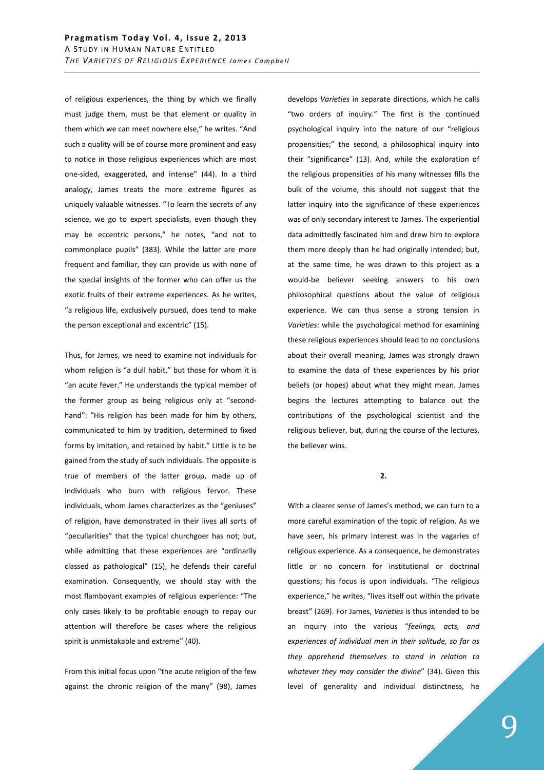of religious experiences, the thing by which we finally must judge them, must be that element or quality in them which we can meet nowhere else," he writes. "And such a quality will be of course more prominent and easy to notice in those religious experiences which are most one-sided, exaggerated, and intense" (44). In a third analogy, James treats the more extreme figures as uniquely valuable witnesses. "To learn the secrets of any science, we go to expert specialists, even though they may be eccentric persons," he notes, "and not to commonplace pupils" (383). While the latter are more frequent and familiar, they can provide us with none of the special insights of the former who can offer us the exotic fruits of their extreme experiences. As he writes, "a religious life, exclusively pursued, does tend to make the person exceptional and excentric" (15).

Thus, for James, we need to examine not individuals for whom religion is "a dull habit," but those for whom it is "an acute fever." He understands the typical member of the former group as being religious only at "second-hand": "His religion has been made for him by others, communicated to him by tradition, determined to fixed forms by imitation, and retained by habit." Little is to be gained from the study of such individuals. The opposite is true of members of the latter group, made up of individuals who burn with religious fervor. These individuals, whom James characterizes as the "geniuses" of religion, have demonstrated in their lives all sorts of "peculiarities" that the typical churchgoer has not; but, while admitting that these experiences are "ordinarily classed as pathological" (15), he defends their careful examination. Consequently, we should stay with the most flamboyant examples of religious experience: "The only cases likely to be profitable enough to repay our attention will therefore be cases where the religious spirit is unmistakable and extreme" (40).

From this initial focus upon "the acute religion of the few against the chronic religion of the many" (98), James develops *Varieties* in separate directions, which he calls "two orders of inquiry." The first is the continued psychological inquiry into the nature of our "religious propensities;" the second, a philosophical inquiry into their "significance" (13). And, while the exploration of the religious propensities of his many witnesses fills the bulk of the volume, this should not suggest that the latter inquiry into the significance of these experiences was of only secondary interest to James. The experiential data admittedly fascinated him and drew him to explore them more deeply than he had originally intended; but, at the same time, he was drawn to this project as a would-be believer seeking answers to his own philosophical questions about the value of religious experience. We can thus sense a strong tension in *Varieties*: while the psychological method for examining these religious experiences should lead to no conclusions about their overall meaning, James was strongly drawn to examine the data of these experiences by his prior beliefs (or hopes) about what they might mean. James begins the lectures attempting to balance out the contributions of the psychological scientist and the religious believer, but, during the course of the lectures, the believer wins.

**2.**

With a clearer sense of James's method, we can turn to a more careful examination of the topic of religion. As we have seen, his primary interest was in the vagaries of religious experience. As a consequence, he demonstrates little or no concern for institutional or doctrinal questions; his focus is upon individuals. "The religious experience," he writes, "lives itself out within the private breast" (269). For James, *Varieties* is thus intended to be an inquiry into the various "*feelings, acts, and experiences of individual men in their solitude, so far as they apprehend themselves to stand in relation to whatever they may consider the divine*" (34). Given this level of generality and individual distinctness, he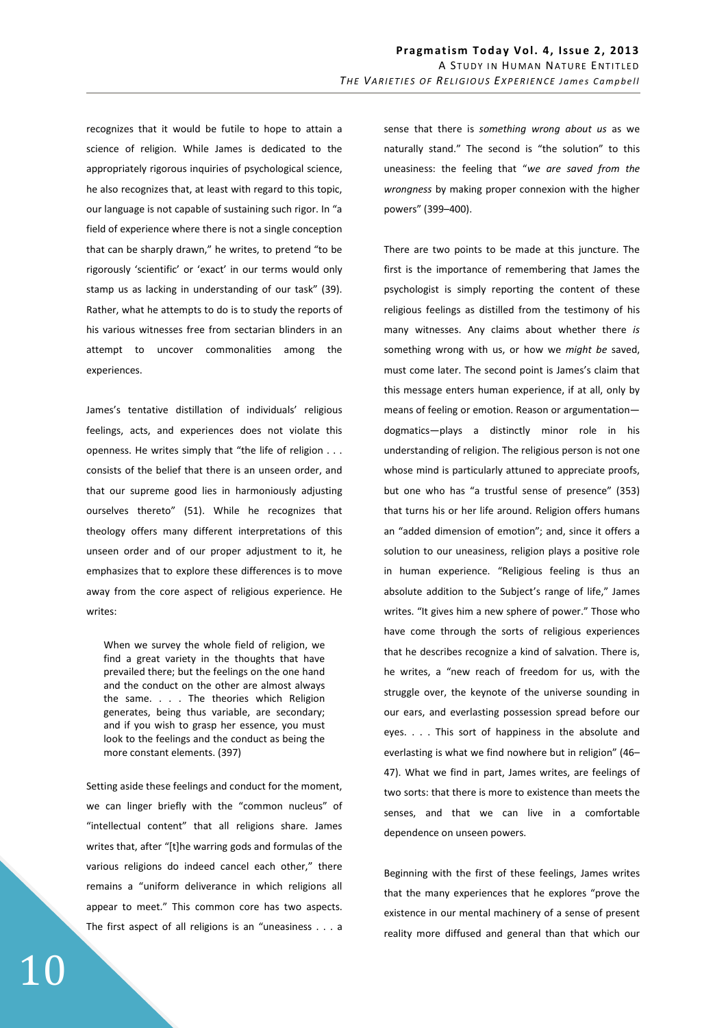recognizes that it would be futile to hope to attain a science of religion. While James is dedicated to the appropriately rigorous inquiries of psychological science, he also recognizes that, at least with regard to this topic, our language is not capable of sustaining such rigor. In "a field of experience where there is not a single conception that can be sharply drawn," he writes, to pretend "to be rigorously 'scientific' or 'exact' in our terms would only stamp us as lacking in understanding of our task" (39). Rather, what he attempts to do is to study the reports of his various witnesses free from sectarian blinders in an attempt to uncover commonalities among the experiences.

James's tentative distillation of individuals' religious feelings, acts, and experiences does not violate this openness. He writes simply that "the life of religion . . . consists of the belief that there is an unseen order, and that our supreme good lies in harmoniously adjusting ourselves thereto" (51). While he recognizes that theology offers many different interpretations of this unseen order and of our proper adjustment to it, he emphasizes that to explore these differences is to move away from the core aspect of religious experience. He writes:

> When we survey the whole field of religion, we find a great variety in the thoughts that have prevailed there; but the feelings on the one hand and the conduct on the other are almost always the same. . . . The theories which Religion generates, being thus variable, are secondary; and if you wish to grasp her essence, you must look to the feelings and the conduct as being the more constant elements. (397)

Setting aside these feelings and conduct for the moment, we can linger briefly with the "common nucleus" of "intellectual content" that all religions share. James writes that, after "[t]he warring gods and formulas of the various religions do indeed cancel each other," there remains a "uniform deliverance in which religions all appear to meet." This common core has two aspects. The first aspect of all religions is an "uneasiness . . . a sense that there is *something wrong about us* as we naturally stand." The second is "the solution" to this uneasiness: the feeling that "*we are saved from the wrongness* by making proper connexion with the higher powers" (399–400).

There are two points to be made at this juncture. The first is the importance of remembering that James the psychologist is simply reporting the content of these religious feelings as distilled from the testimony of his many witnesses. Any claims about whether there *is* something wrong with us, or how we *might be* saved, must come later. The second point is James's claim that this message enters human experience, if at all, only by means of feeling or emotion. Reason or argumentation—dogmatics—plays a distinctly minor role in his understanding of religion. The religious person is not one whose mind is particularly attuned to appreciate proofs, but one who has "a trustful sense of presence" (353) that turns his or her life around. Religion offers humans an "added dimension of emotion"; and, since it offers a solution to our uneasiness, religion plays a positive role in human experience. "Religious feeling is thus an absolute addition to the Subject's range of life," James writes. "It gives him a new sphere of power." Those who have come through the sorts of religious experiences that he describes recognize a kind of salvation. There is, he writes, a "new reach of freedom for us, with the struggle over, the keynote of the universe sounding in our ears, and everlasting possession spread before our eyes. . . . This sort of happiness in the absolute and everlasting is what we find nowhere but in religion" (46–47). What we find in part, James writes, are feelings of two sorts: that there is more to existence than meets the senses, and that we can live in a comfortable dependence on unseen powers.

Beginning with the first of these feelings, James writes that the many experiences that he explores "prove the existence in our mental machinery of a sense of present reality more diffused and general than that which our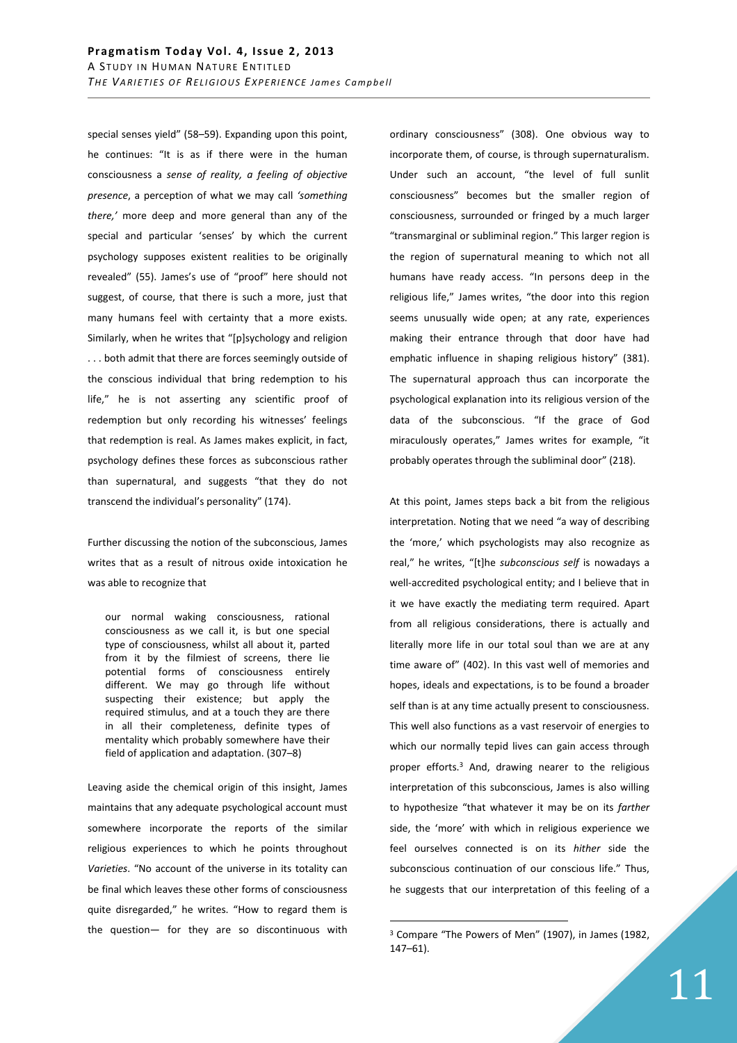special senses yield" (58–59). Expanding upon this point, he continues: "It is as if there were in the human consciousness a *sense of reality, a feeling of objective presence*, a perception of what we may call *'something there,'* more deep and more general than any of the special and particular 'senses' by which the current psychology supposes existent realities to be originally revealed" (55). James's use of "proof" here should not suggest, of course, that there is such a more, just that many humans feel with certainty that a more exists. Similarly, when he writes that "[p]sychology and religion . . . both admit that there are forces seemingly outside of the conscious individual that bring redemption to his life," he is not asserting any scientific proof of redemption but only recording his witnesses' feelings that redemption is real. As James makes explicit, in fact, psychology defines these forces as subconscious rather than supernatural, and suggests "that they do not transcend the individual's personality" (174).

Further discussing the notion of the subconscious, James writes that as a result of nitrous oxide intoxication he was able to recognize that

> our normal waking consciousness, rational consciousness as we call it, is but one special type of consciousness, whilst all about it, parted from it by the filmiest of screens, there lie potential forms of consciousness entirely different. We may go through life without suspecting their existence; but apply the required stimulus, and at a touch they are there in all their completeness, definite types of mentality which probably somewhere have their field of application and adaptation. (307–8)

Leaving aside the chemical origin of this insight, James maintains that any adequate psychological account must somewhere incorporate the reports of the similar religious experiences to which he points throughout *Varieties*. "No account of the universe in its totality can be final which leaves these other forms of consciousness quite disregarded," he writes. "How to regard them is the question— for they are so discontinuous with ordinary consciousness" (308). One obvious way to incorporate them, of course, is through supernaturalism. Under such an account, "the level of full sunlit consciousness" becomes but the smaller region of consciousness, surrounded or fringed by a much larger "transmarginal or subliminal region." This larger region is the region of supernatural meaning to which not all humans have ready access. "In persons deep in the religious life," James writes, "the door into this region seems unusually wide open; at any rate, experiences making their entrance through that door have had emphatic influence in shaping religious history" (381). The supernatural approach thus can incorporate the psychological explanation into its religious version of the data of the subconscious. "If the grace of God miraculously operates," James writes for example, "it probably operates through the subliminal door" (218).

At this point, James steps back a bit from the religious interpretation. Noting that we need "a way of describing the 'more,' which psychologists may also recognize as real," he writes, "[t]he *subconscious self* is nowadays a well-accredited psychological entity; and I believe that in it we have exactly the mediating term required. Apart from all religious considerations, there is actually and literally more life in our total soul than we are at any time aware of" (402). In this vast well of memories and hopes, ideals and expectations, is to be found a broader self than is at any time actually present to consciousness. This well also functions as a vast reservoir of energies to which our normally tepid lives can gain access through proper efforts.[3] And, drawing nearer to the religious interpretation of this subconscious, James is also willing to hypothesize "that whatever it may be on its *farther* side, the 'more' with which in religious experience we feel ourselves connected is on its *hither* side the subconscious continuation of our conscious life." Thus, he suggests that our interpretation of this feeling of a

---

[3] Compare "The Powers of Men" (1907), in James (1982, 147–61).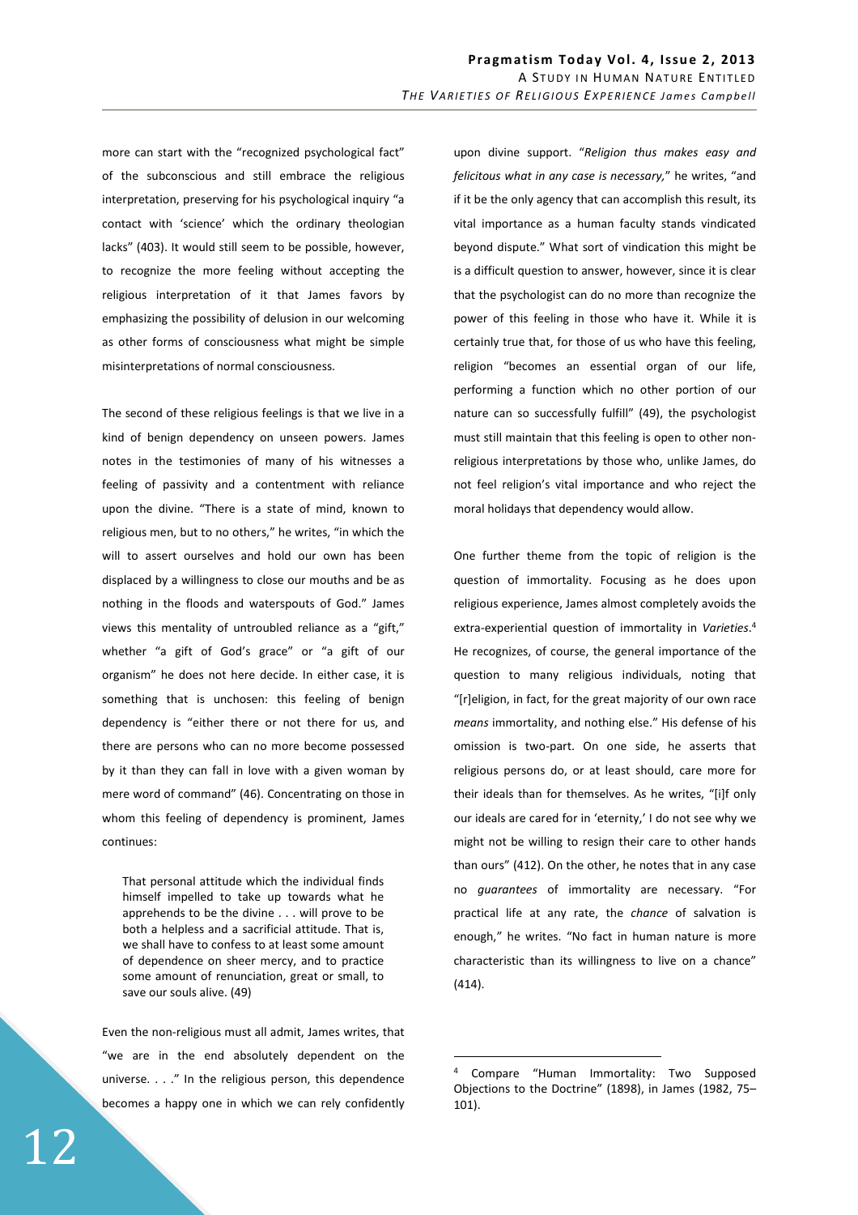more can start with the "recognized psychological fact" of the subconscious and still embrace the religious interpretation, preserving for his psychological inquiry "a contact with 'science' which the ordinary theologian lacks" (403). It would still seem to be possible, however, to recognize the more feeling without accepting the religious interpretation of it that James favors by emphasizing the possibility of delusion in our welcoming as other forms of consciousness what might be simple misinterpretations of normal consciousness.

The second of these religious feelings is that we live in a kind of benign dependency on unseen powers. James notes in the testimonies of many of his witnesses a feeling of passivity and a contentment with reliance upon the divine. "There is a state of mind, known to religious men, but to no others," he writes, "in which the will to assert ourselves and hold our own has been displaced by a willingness to close our mouths and be as nothing in the floods and waterspouts of God." James views this mentality of untroubled reliance as a "gift," whether "a gift of God's grace" or "a gift of our organism" he does not here decide. In either case, it is something that is unchosen: this feeling of benign dependency is "either there or not there for us, and there are persons who can no more become possessed by it than they can fall in love with a given woman by mere word of command" (46). Concentrating on those in whom this feeling of dependency is prominent, James continues:

> That personal attitude which the individual finds himself impelled to take up towards what he apprehends to be the divine . . . will prove to be both a helpless and a sacrificial attitude. That is, we shall have to confess to at least some amount of dependence on sheer mercy, and to practice some amount of renunciation, great or small, to save our souls alive. (49)

Even the non-religious must all admit, James writes, that "we are in the end absolutely dependent on the universe. . . ." In the religious person, this dependence becomes a happy one in which we can rely confidently upon divine support. "*Religion thus makes easy and felicitous what in any case is necessary*," he writes, "and if it be the only agency that can accomplish this result, its vital importance as a human faculty stands vindicated beyond dispute." What sort of vindication this might be is a difficult question to answer, however, since it is clear that the psychologist can do no more than recognize the power of this feeling in those who have it. While it is certainly true that, for those of us who have this feeling, religion "becomes an essential organ of our life, performing a function which no other portion of our nature can so successfully fulfill" (49), the psychologist must still maintain that this feeling is open to other non-religious interpretations by those who, unlike James, do not feel religion's vital importance and who reject the moral holidays that dependency would allow.

One further theme from the topic of religion is the question of immortality. Focusing as he does upon religious experience, James almost completely avoids the extra-experiential question of immortality in *Varieties*.[4] He recognizes, of course, the general importance of the question to many religious individuals, noting that "[r]eligion, in fact, for the great majority of our own race *means* immortality, and nothing else." His defense of his omission is two-part. On one side, he asserts that religious persons do, or at least should, care more for their ideals than for themselves. As he writes, "[i]f only our ideals are cared for in 'eternity,' I do not see why we might not be willing to resign their care to other hands than ours" (412). On the other, he notes that in any case no *guarantees* of immortality are necessary. "For practical life at any rate, the *chance* of salvation is enough," he writes. "No fact in human nature is more characteristic than its willingness to live on a chance" (414).

---

[4] Compare "Human Immortality: Two Supposed Objections to the Doctrine" (1898), in James (1982, 75–101).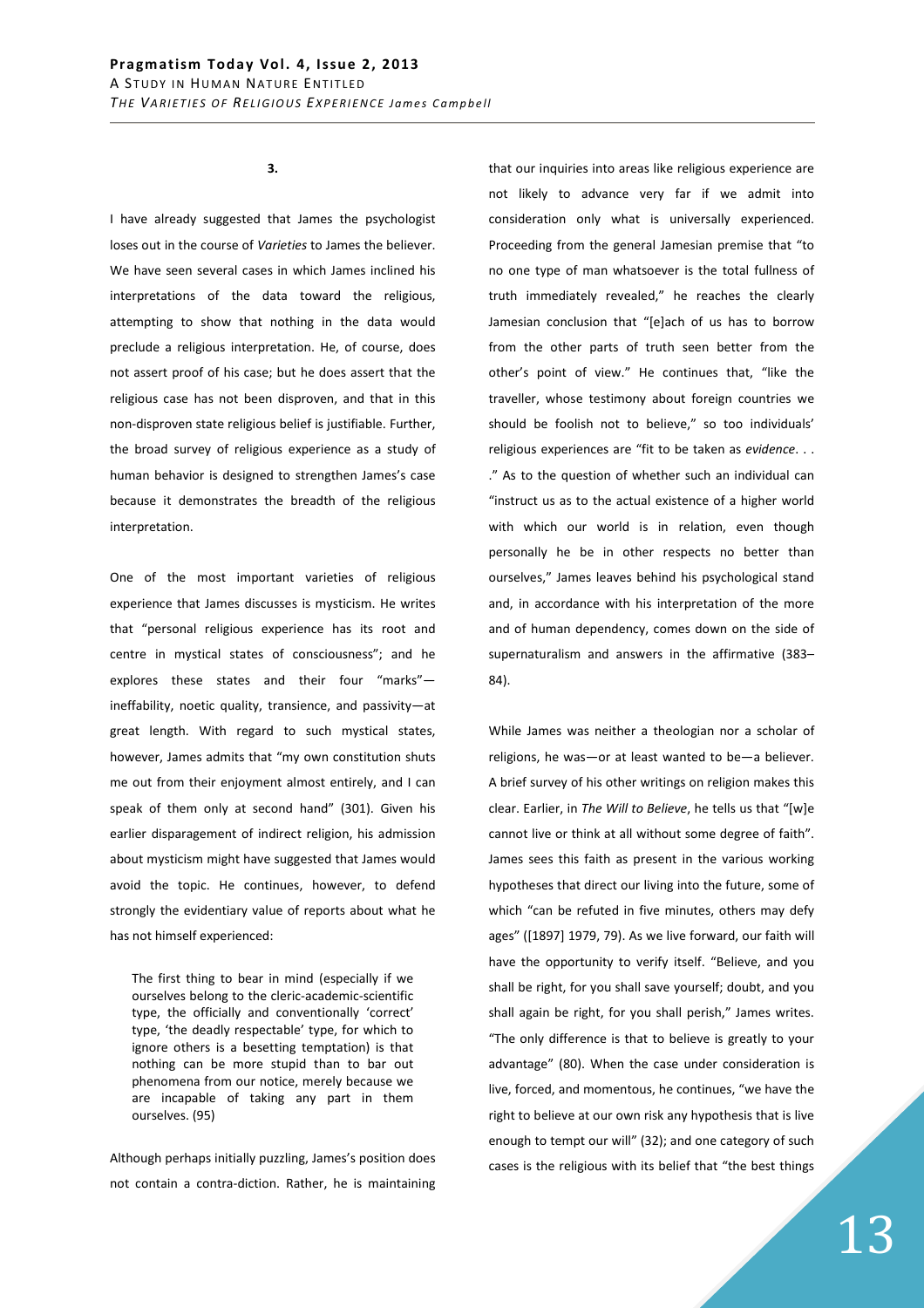**3.**

I have already suggested that James the psychologist loses out in the course of *Varieties* to James the believer. We have seen several cases in which James inclined his interpretations of the data toward the religious, attempting to show that nothing in the data would preclude a religious interpretation. He, of course, does not assert proof of his case; but he does assert that the religious case has not been disproven, and that in this non-disproven state religious belief is justifiable. Further, the broad survey of religious experience as a study of human behavior is designed to strengthen James's case because it demonstrates the breadth of the religious interpretation.

One of the most important varieties of religious experience that James discusses is mysticism. He writes that "personal religious experience has its root and centre in mystical states of consciousness"; and he explores these states and their four "marks"—ineffability, noetic quality, transience, and passivity—at great length. With regard to such mystical states, however, James admits that "my own constitution shuts me out from their enjoyment almost entirely, and I can speak of them only at second hand" (301). Given his earlier disparagement of indirect religion, his admission about mysticism might have suggested that James would avoid the topic. He continues, however, to defend strongly the evidentiary value of reports about what he has not himself experienced:

> The first thing to bear in mind (especially if we ourselves belong to the cleric-academic-scientific type, the officially and conventionally 'correct' type, 'the deadly respectable' type, for which to ignore others is a besetting temptation) is that nothing can be more stupid than to bar out phenomena from our notice, merely because we are incapable of taking any part in them ourselves. (95)

Although perhaps initially puzzling, James's position does not contain a contra-diction. Rather, he is maintaining that our inquiries into areas like religious experience are not likely to advance very far if we admit into consideration only what is universally experienced. Proceeding from the general Jamesian premise that "to no one type of man whatsoever is the total fullness of truth immediately revealed," he reaches the clearly Jamesian conclusion that "[e]ach of us has to borrow from the other parts of truth seen better from the other's point of view." He continues that, "like the traveller, whose testimony about foreign countries we should be foolish not to believe," so too individuals' religious experiences are "fit to be taken as *evidence*. . . ." As to the question of whether such an individual can "instruct us as to the actual existence of a higher world with which our world is in relation, even though personally he be in other respects no better than ourselves," James leaves behind his psychological stand and, in accordance with his interpretation of the more and of human dependency, comes down on the side of supernaturalism and answers in the affirmative (383–84).

While James was neither a theologian nor a scholar of religions, he was—or at least wanted to be—a believer. A brief survey of his other writings on religion makes this clear. Earlier, in *The Will to Believe*, he tells us that "[w]e cannot live or think at all without some degree of faith". James sees this faith as present in the various working hypotheses that direct our living into the future, some of which "can be refuted in five minutes, others may defy ages" ([1897] 1979, 79). As we live forward, our faith will have the opportunity to verify itself. "Believe, and you shall be right, for you shall save yourself; doubt, and you shall again be right, for you shall perish," James writes. "The only difference is that to believe is greatly to your advantage" (80). When the case under consideration is live, forced, and momentous, he continues, "we have the right to believe at our own risk any hypothesis that is live enough to tempt our will" (32); and one category of such cases is the religious with its belief that "the best things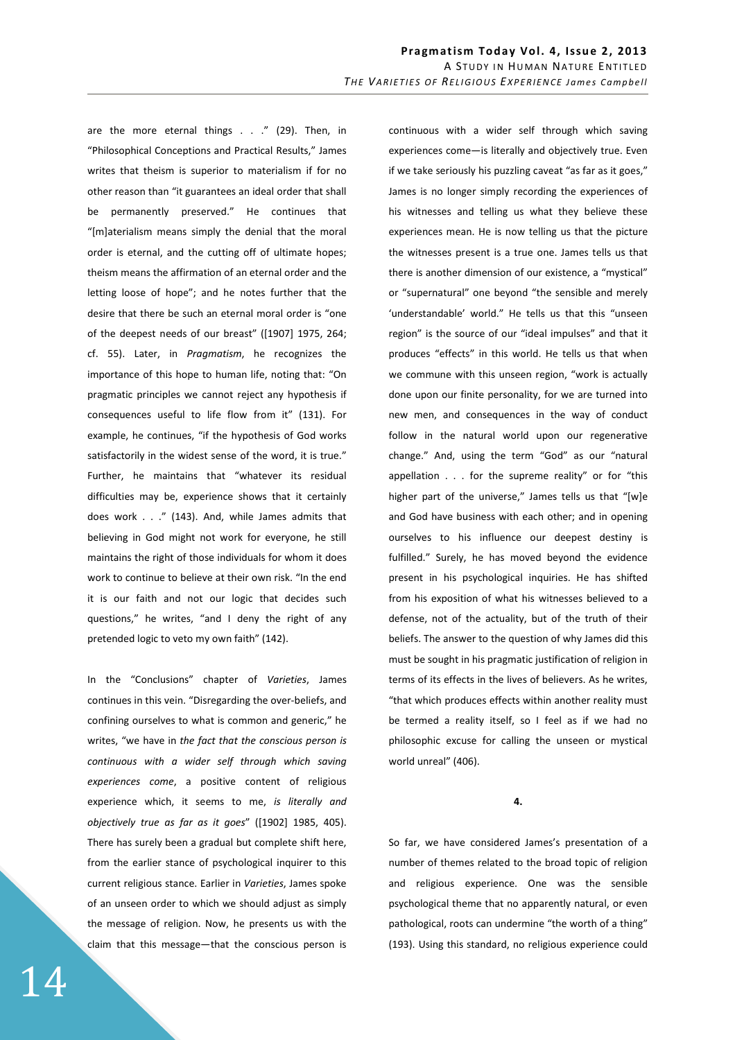are the more eternal things . . ." (29). Then, in "Philosophical Conceptions and Practical Results," James writes that theism is superior to materialism if for no other reason than "it guarantees an ideal order that shall be permanently preserved." He continues that "[m]aterialism means simply the denial that the moral order is eternal, and the cutting off of ultimate hopes; theism means the affirmation of an eternal order and the letting loose of hope"; and he notes further that the desire that there be such an eternal moral order is "one of the deepest needs of our breast" ([1907] 1975, 264; cf. 55). Later, in *Pragmatism*, he recognizes the importance of this hope to human life, noting that: "On pragmatic principles we cannot reject any hypothesis if consequences useful to life flow from it" (131). For example, he continues, "if the hypothesis of God works satisfactorily in the widest sense of the word, it is true." Further, he maintains that "whatever its residual difficulties may be, experience shows that it certainly does work . . ." (143). And, while James admits that believing in God might not work for everyone, he still maintains the right of those individuals for whom it does work to continue to believe at their own risk. "In the end it is our faith and not our logic that decides such questions," he writes, "and I deny the right of any pretended logic to veto my own faith" (142).

In the "Conclusions" chapter of *Varieties*, James continues in this vein. "Disregarding the over-beliefs, and confining ourselves to what is common and generic," he writes, "we have in *the fact that the conscious person is continuous with a wider self through which saving experiences come*, a positive content of religious experience which, it seems to me, *is literally and objectively true as far as it goes*" ([1902] 1985, 405). There has surely been a gradual but complete shift here, from the earlier stance of psychological inquirer to this current religious stance. Earlier in *Varieties*, James spoke of an unseen order to which we should adjust as simply the message of religion. Now, he presents us with the claim that this message—that the conscious person is continuous with a wider self through which saving experiences come—is literally and objectively true. Even if we take seriously his puzzling caveat "as far as it goes," James is no longer simply recording the experiences of his witnesses and telling us what they believe these experiences mean. He is now telling us that the picture the witnesses present is a true one. James tells us that there is another dimension of our existence, a "mystical" or "supernatural" one beyond "the sensible and merely 'understandable' world." He tells us that this "unseen region" is the source of our "ideal impulses" and that it produces "effects" in this world. He tells us that when we commune with this unseen region, "work is actually done upon our finite personality, for we are turned into new men, and consequences in the way of conduct follow in the natural world upon our regenerative change." And, using the term "God" as our "natural appellation . . . for the supreme reality" or for "this higher part of the universe," James tells us that "[w]e and God have business with each other; and in opening ourselves to his influence our deepest destiny is fulfilled." Surely, he has moved beyond the evidence present in his psychological inquiries. He has shifted from his exposition of what his witnesses believed to a defense, not of the actuality, but of the truth of their beliefs. The answer to the question of why James did this must be sought in his pragmatic justification of religion in terms of its effects in the lives of believers. As he writes, "that which produces effects within another reality must be termed a reality itself, so I feel as if we had no philosophic excuse for calling the unseen or mystical world unreal" (406).

**4.**

So far, we have considered James's presentation of a number of themes related to the broad topic of religion and religious experience. One was the sensible psychological theme that no apparently natural, or even pathological, roots can undermine "the worth of a thing" (193). Using this standard, no religious experience could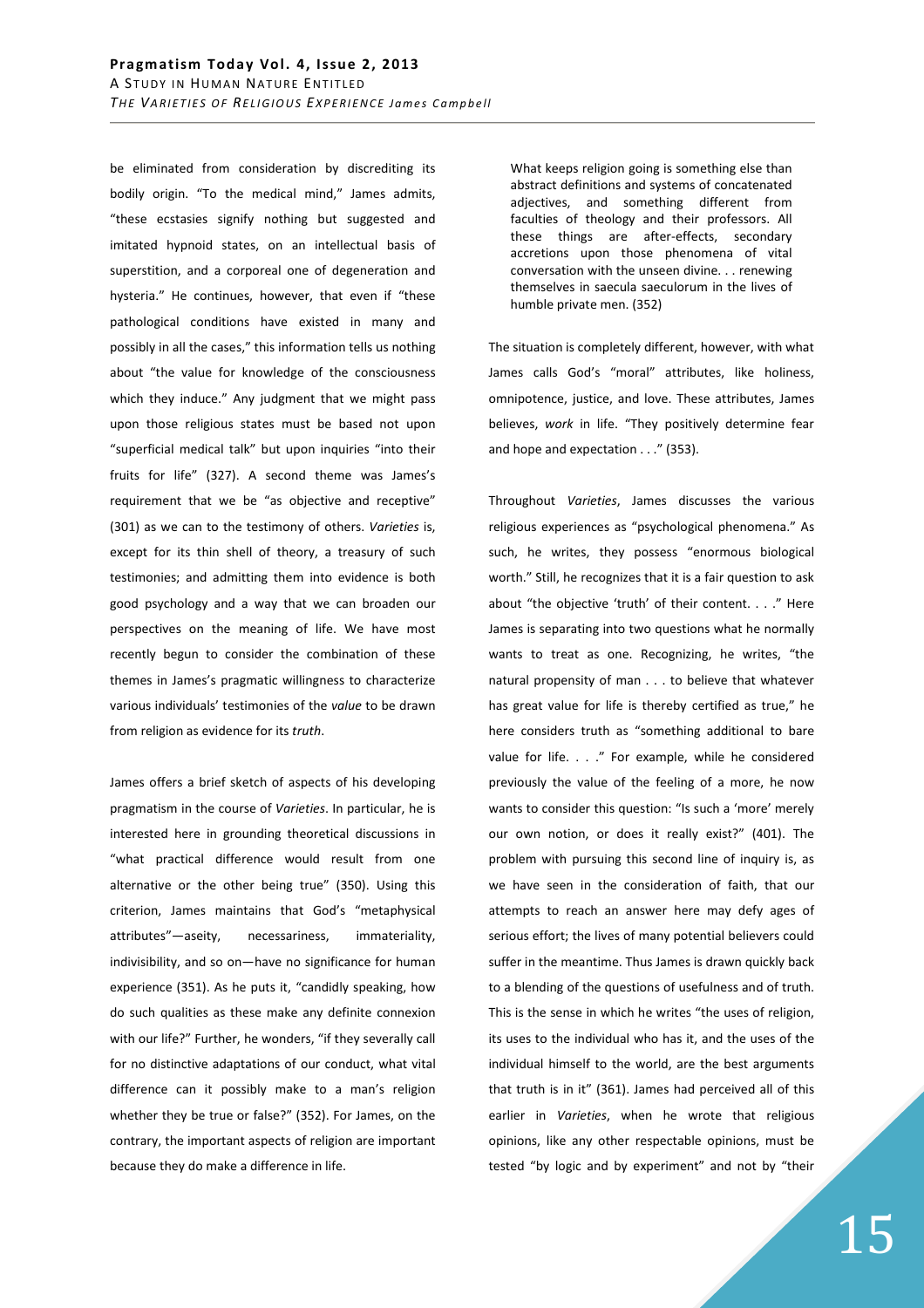be eliminated from consideration by discrediting its bodily origin. "To the medical mind," James admits, "these ecstasies signify nothing but suggested and imitated hypnoid states, on an intellectual basis of superstition, and a corporeal one of degeneration and hysteria." He continues, however, that even if "these pathological conditions have existed in many and possibly in all the cases," this information tells us nothing about "the value for knowledge of the consciousness which they induce." Any judgment that we might pass upon those religious states must be based not upon "superficial medical talk" but upon inquiries "into their fruits for life" (327). A second theme was James's requirement that we be "as objective and receptive" (301) as we can to the testimony of others. *Varieties* is, except for its thin shell of theory, a treasury of such testimonies; and admitting them into evidence is both good psychology and a way that we can broaden our perspectives on the meaning of life. We have most recently begun to consider the combination of these themes in James's pragmatic willingness to characterize various individuals' testimonies of the *value* to be drawn from religion as evidence for its *truth*.

James offers a brief sketch of aspects of his developing pragmatism in the course of *Varieties*. In particular, he is interested here in grounding theoretical discussions in "what practical difference would result from one alternative or the other being true" (350). Using this criterion, James maintains that God's "metaphysical attributes"—aseity, necessariness, immateriality, indivisibility, and so on—have no significance for human experience (351). As he puts it, "candidly speaking, how do such qualities as these make any definite connexion with our life?" Further, he wonders, "if they severally call for no distinctive adaptations of our conduct, what vital difference can it possibly make to a man's religion whether they be true or false?" (352). For James, on the contrary, the important aspects of religion are important because they do make a difference in life.

> What keeps religion going is something else than abstract definitions and systems of concatenated adjectives, and something different from faculties of theology and their professors. All these things are after-effects, secondary accretions upon those phenomena of vital conversation with the unseen divine. . . renewing themselves in saecula saeculorum in the lives of humble private men. (352)

The situation is completely different, however, with what James calls God's "moral" attributes, like holiness, omnipotence, justice, and love. These attributes, James believes, *work* in life. "They positively determine fear and hope and expectation . . ." (353).

Throughout *Varieties*, James discusses the various religious experiences as "psychological phenomena." As such, he writes, they possess "enormous biological worth." Still, he recognizes that it is a fair question to ask about "the objective 'truth' of their content. . . ." Here James is separating into two questions what he normally wants to treat as one. Recognizing, he writes, "the natural propensity of man . . . to believe that whatever has great value for life is thereby certified as true," he here considers truth as "something additional to bare value for life. . . ." For example, while he considered previously the value of the feeling of a more, he now wants to consider this question: "Is such a 'more' merely our own notion, or does it really exist?" (401). The problem with pursuing this second line of inquiry is, as we have seen in the consideration of faith, that our attempts to reach an answer here may defy ages of serious effort; the lives of many potential believers could suffer in the meantime. Thus James is drawn quickly back to a blending of the questions of usefulness and of truth. This is the sense in which he writes "the uses of religion, its uses to the individual who has it, and the uses of the individual himself to the world, are the best arguments that truth is in it" (361). James had perceived all of this earlier in *Varieties*, when he wrote that religious opinions, like any other respectable opinions, must be tested "by logic and by experiment" and not by "their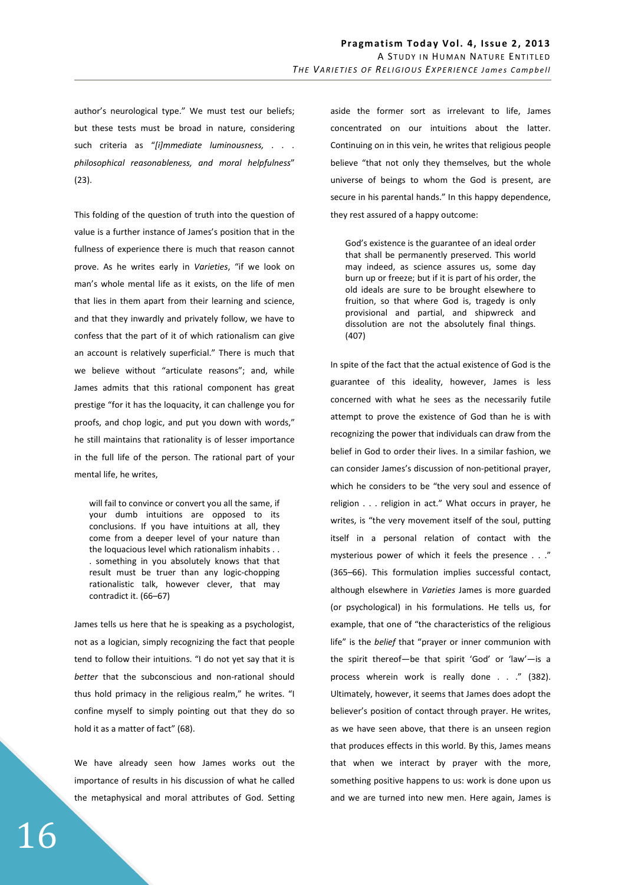author's neurological type." We must test our beliefs; but these tests must be broad in nature, considering such criteria as "*[i]mmediate luminousness, . . . philosophical reasonableness, and moral helpfulness*" (23).

This folding of the question of truth into the question of value is a further instance of James's position that in the fullness of experience there is much that reason cannot prove. As he writes early in *Varieties*, "if we look on man's whole mental life as it exists, on the life of men that lies in them apart from their learning and science, and that they inwardly and privately follow, we have to confess that the part of it of which rationalism can give an account is relatively superficial." There is much that we believe without "articulate reasons"; and, while James admits that this rational component has great prestige "for it has the loquacity, it can challenge you for proofs, and chop logic, and put you down with words," he still maintains that rationality is of lesser importance in the full life of the person. The rational part of your mental life, he writes,

> will fail to convince or convert you all the same, if your dumb intuitions are opposed to its conclusions. If you have intuitions at all, they come from a deeper level of your nature than the loquacious level which rationalism inhabits . . . something in you absolutely knows that that result must be truer than any logic-chopping rationalistic talk, however clever, that may contradict it. (66–67)

James tells us here that he is speaking as a psychologist, not as a logician, simply recognizing the fact that people tend to follow their intuitions. "I do not yet say that it is *better* that the subconscious and non-rational should thus hold primacy in the religious realm," he writes. "I confine myself to simply pointing out that they do so hold it as a matter of fact" (68).

We have already seen how James works out the importance of results in his discussion of what he called the metaphysical and moral attributes of God. Setting aside the former sort as irrelevant to life, James concentrated on our intuitions about the latter. Continuing on in this vein, he writes that religious people believe "that not only they themselves, but the whole universe of beings to whom the God is present, are secure in his parental hands." In this happy dependence, they rest assured of a happy outcome:

> God's existence is the guarantee of an ideal order that shall be permanently preserved. This world may indeed, as science assures us, some day burn up or freeze; but if it is part of his order, the old ideals are sure to be brought elsewhere to fruition, so that where God is, tragedy is only provisional and partial, and shipwreck and dissolution are not the absolutely final things. (407)

In spite of the fact that the actual existence of God is the guarantee of this ideality, however, James is less concerned with what he sees as the necessarily futile attempt to prove the existence of God than he is with recognizing the power that individuals can draw from the belief in God to order their lives. In a similar fashion, we can consider James's discussion of non-petitional prayer, which he considers to be "the very soul and essence of religion . . . religion in act." What occurs in prayer, he writes, is "the very movement itself of the soul, putting itself in a personal relation of contact with the mysterious power of which it feels the presence . . ." (365–66). This formulation implies successful contact, although elsewhere in *Varieties* James is more guarded (or psychological) in his formulations. He tells us, for example, that one of "the characteristics of the religious life" is the *belief* that "prayer or inner communion with the spirit thereof—be that spirit 'God' or 'law'—is a process wherein work is really done . . ." (382). Ultimately, however, it seems that James does adopt the believer's position of contact through prayer. He writes, as we have seen above, that there is an unseen region that produces effects in this world. By this, James means that when we interact by prayer with the more, something positive happens to us: work is done upon us and we are turned into new men. Here again, James is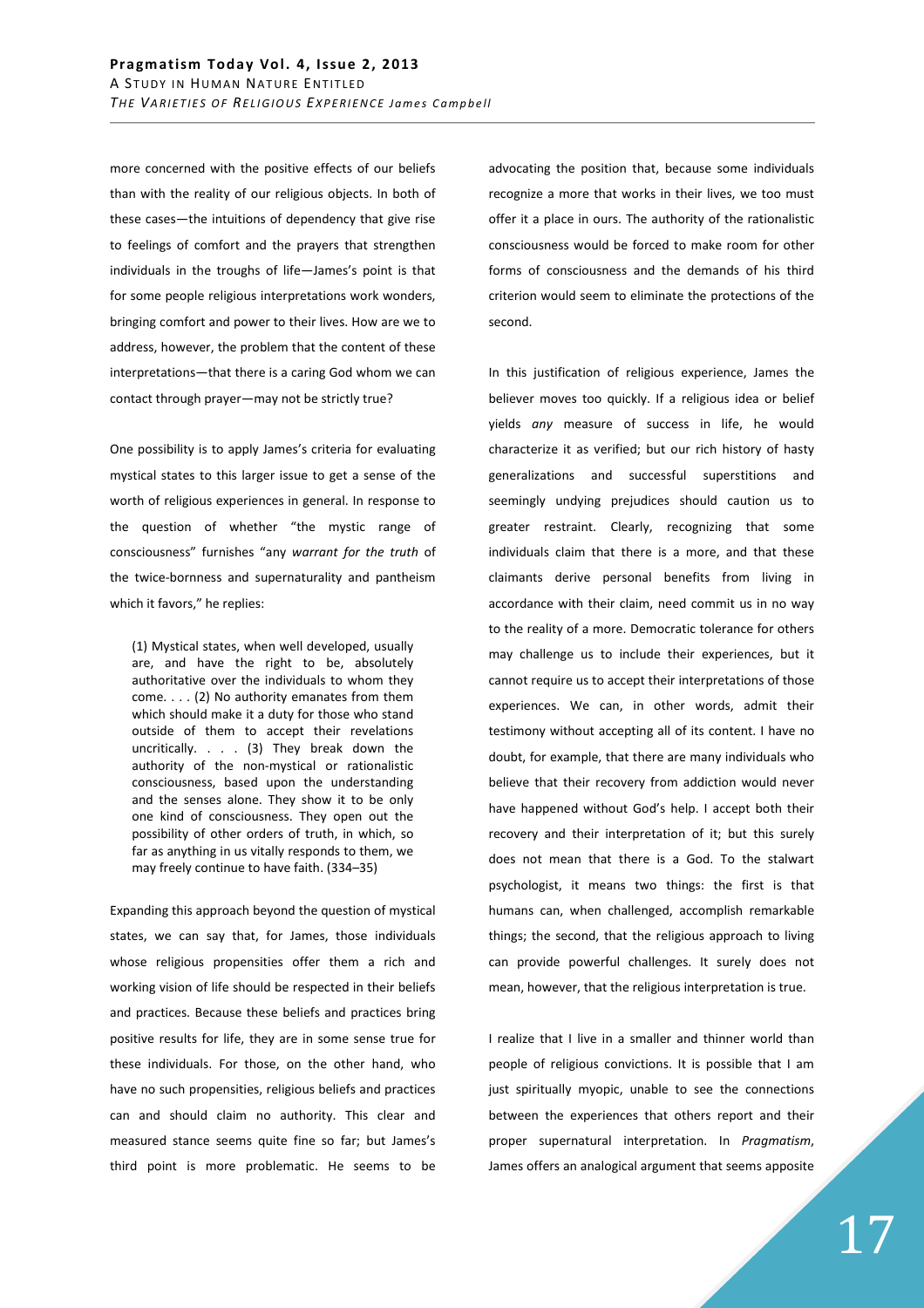more concerned with the positive effects of our beliefs than with the reality of our religious objects. In both of these cases—the intuitions of dependency that give rise to feelings of comfort and the prayers that strengthen individuals in the troughs of life—James's point is that for some people religious interpretations work wonders, bringing comfort and power to their lives. How are we to address, however, the problem that the content of these interpretations—that there is a caring God whom we can contact through prayer—may not be strictly true?

One possibility is to apply James's criteria for evaluating mystical states to this larger issue to get a sense of the worth of religious experiences in general. In response to the question of whether "the mystic range of consciousness" furnishes "any *warrant for the truth* of the twice-bornness and supernaturality and pantheism which it favors," he replies:

> (1) Mystical states, when well developed, usually are, and have the right to be, absolutely authoritative over the individuals to whom they come. . . . (2) No authority emanates from them which should make it a duty for those who stand outside of them to accept their revelations uncritically. . . . (3) They break down the authority of the non-mystical or rationalistic consciousness, based upon the understanding and the senses alone. They show it to be only one kind of consciousness. They open out the possibility of other orders of truth, in which, so far as anything in us vitally responds to them, we may freely continue to have faith. (334–35)

Expanding this approach beyond the question of mystical states, we can say that, for James, those individuals whose religious propensities offer them a rich and working vision of life should be respected in their beliefs and practices. Because these beliefs and practices bring positive results for life, they are in some sense true for these individuals. For those, on the other hand, who have no such propensities, religious beliefs and practices can and should claim no authority. This clear and measured stance seems quite fine so far; but James's third point is more problematic. He seems to be advocating the position that, because some individuals recognize a more that works in their lives, we too must offer it a place in ours. The authority of the rationalistic consciousness would be forced to make room for other forms of consciousness and the demands of his third criterion would seem to eliminate the protections of the second.

In this justification of religious experience, James the believer moves too quickly. If a religious idea or belief yields *any* measure of success in life, he would characterize it as verified; but our rich history of hasty generalizations and successful superstitions and seemingly undying prejudices should caution us to greater restraint. Clearly, recognizing that some individuals claim that there is a more, and that these claimants derive personal benefits from living in accordance with their claim, need commit us in no way to the reality of a more. Democratic tolerance for others may challenge us to include their experiences, but it cannot require us to accept their interpretations of those experiences. We can, in other words, admit their testimony without accepting all of its content. I have no doubt, for example, that there are many individuals who believe that their recovery from addiction would never have happened without God's help. I accept both their recovery and their interpretation of it; but this surely does not mean that there is a God. To the stalwart psychologist, it means two things: the first is that humans can, when challenged, accomplish remarkable things; the second, that the religious approach to living can provide powerful challenges. It surely does not mean, however, that the religious interpretation is true.

I realize that I live in a smaller and thinner world than people of religious convictions. It is possible that I am just spiritually myopic, unable to see the connections between the experiences that others report and their proper supernatural interpretation. In *Pragmatism*, James offers an analogical argument that seems apposite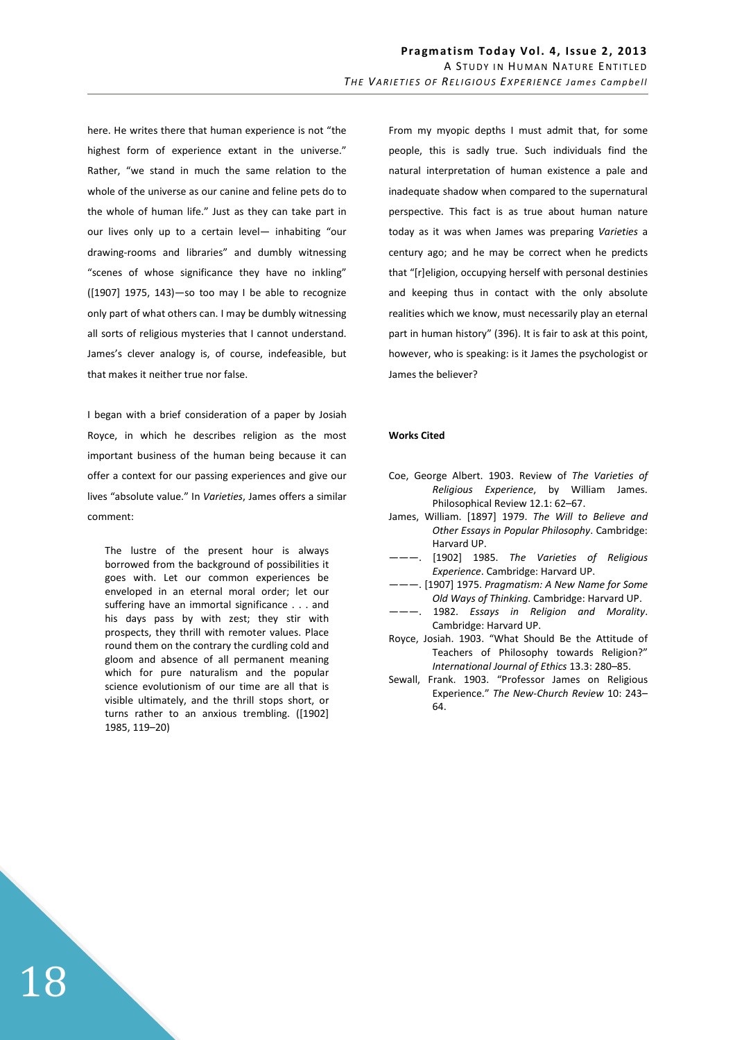here. He writes there that human experience is not "the highest form of experience extant in the universe." Rather, "we stand in much the same relation to the whole of the universe as our canine and feline pets do to the whole of human life." Just as they can take part in our lives only up to a certain level— inhabiting "our drawing-rooms and libraries" and dumbly witnessing "scenes of whose significance they have no inkling" ([1907] 1975, 143)—so too may I be able to recognize only part of what others can. I may be dumbly witnessing all sorts of religious mysteries that I cannot understand. James's clever analogy is, of course, indefeasible, but that makes it neither true nor false.

I began with a brief consideration of a paper by Josiah Royce, in which he describes religion as the most important business of the human being because it can offer a context for our passing experiences and give our lives "absolute value." In *Varieties*, James offers a similar comment:

> The lustre of the present hour is always borrowed from the background of possibilities it goes with. Let our common experiences be enveloped in an eternal moral order; let our suffering have an immortal significance . . . and his days pass by with zest; they stir with prospects, they thrill with remoter values. Place round them on the contrary the curdling cold and gloom and absence of all permanent meaning which for pure naturalism and the popular science evolutionism of our time are all that is visible ultimately, and the thrill stops short, or turns rather to an anxious trembling. ([1902] 1985, 119–20)

From my myopic depths I must admit that, for some people, this is sadly true. Such individuals find the natural interpretation of human existence a pale and inadequate shadow when compared to the supernatural perspective. This fact is as true about human nature today as it was when James was preparing *Varieties* a century ago; and he may be correct when he predicts that "[r]eligion, occupying herself with personal destinies and keeping thus in contact with the only absolute realities which we know, must necessarily play an eternal part in human history" (396). It is fair to ask at this point, however, who is speaking: is it James the psychologist or James the believer?

**Works Cited**

Coe, George Albert. 1903. Review of *The Varieties of Religious Experience*, by William James. Philosophical Review 12.1: 62–67.

James, William. [1897] 1979. *The Will to Believe and Other Essays in Popular Philosophy*. Cambridge: Harvard UP.

———. [1902] 1985. *The Varieties of Religious Experience*. Cambridge: Harvard UP.

———. [1907] 1975. *Pragmatism: A New Name for Some Old Ways of Thinking*. Cambridge: Harvard UP.

———. 1982. *Essays in Religion and Morality*. Cambridge: Harvard UP.

Royce, Josiah. 1903. "What Should Be the Attitude of Teachers of Philosophy towards Religion?" *International Journal of Ethics* 13.3: 280–85.

Sewall, Frank. 1903. "Professor James on Religious Experience." *The New-Church Review* 10: 243–64.